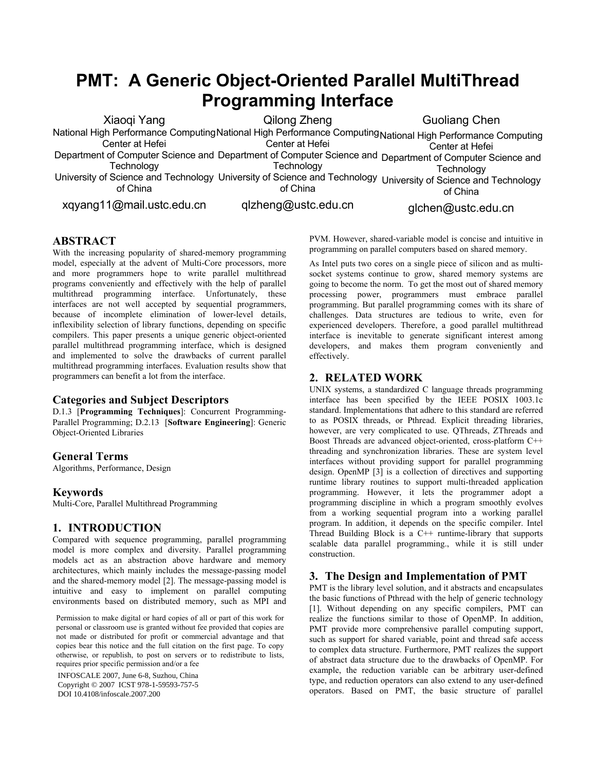# PMT: A Generic Object-Oriented Parallel MultiThread Programming Interface

Xiaoqi Yang
National High Performance Computing Center at Hefei
Department of Computer Science and Technology
University of Science and Technology of China
xqyang11@mail.ustc.edu.cn

Qilong Zheng
National High Performance Computing Center at Hefei
Department of Computer Science and Technology
University of Science and Technology of China
qlzheng@ustc.edu.cn

Guoliang Chen
National High Performance Computing Center at Hefei
Department of Computer Science and Technology
University of Science and Technology of China
glchen@ustc.edu.cn

## ABSTRACT

With the increasing popularity of shared-memory programming model, especially at the advent of Multi-Core processors, more and more programmers hope to write parallel multithread programs conveniently and effectively with the help of parallel multithread programming interface. Unfortunately, these interfaces are not well accepted by sequential programmers, because of incomplete elimination of lower-level details, inflexibility selection of library functions, depending on specific compilers. This paper presents a unique generic object-oriented parallel multithread programming interface, which is designed and implemented to solve the drawbacks of current parallel multithread programming interfaces. Evaluation results show that programmers can benefit a lot from the interface.

### Categories and Subject Descriptors

D.1.3 [**Programming Techniques**]: Concurrent Programming-Parallel Programming; D.2.13 [**Software Engineering**]: Generic Object-Oriented Libraries

### General Terms

Algorithms, Performance, Design

### Keywords

Multi-Core, Parallel Multithread Programming

## 1. INTRODUCTION

Compared with sequence programming, parallel programming model is more complex and diversity. Parallel programming models act as an abstraction above hardware and memory architectures, which mainly includes the message-passing model and the shared-memory model [2]. The message-passing model is intuitive and easy to implement on parallel computing environments based on distributed memory, such as MPI and PVM. However, shared-variable model is concise and intuitive in programming on parallel computers based on shared memory.

As Intel puts two cores on a single piece of silicon and as multi-socket systems continue to grow, shared memory systems are going to become the norm. To get the most out of shared memory processing power, programmers must embrace parallel programming. But parallel programming comes with its share of challenges. Data structures are tedious to write, even for experienced developers. Therefore, a good parallel multithread interface is inevitable to generate significant interest among developers, and makes them program conveniently and effectively.

Permission to make digital or hard copies of all or part of this work for personal or classroom use is granted without fee provided that copies are not made or distributed for profit or commercial advantage and that copies bear this notice and the full citation on the first page. To copy otherwise, or republish, to post on servers or to redistribute to lists, requires prior specific permission and/or a fee

INFOSCALE 2007, June 6-8, Suzhou, China
Copyright © 2007 ICST 978-1-59593-757-5
DOI 10.4108/infoscale.2007.200

## 2. RELATED WORK

UNIX systems, a standardized C language threads programming interface has been specified by the IEEE POSIX 1003.1c standard. Implementations that adhere to this standard are referred to as POSIX threads, or Pthread. Explicit threading libraries, however, are very complicated to use. QThreads, ZThreads and Boost Threads are advanced object-oriented, cross-platform C++ threading and synchronization libraries. These are system level interfaces without providing support for parallel programming design. OpenMP [3] is a collection of directives and supporting runtime library routines to support multi-threaded application programming. However, it lets the programmer adopt a programming discipline in which a program smoothly evolves from a working sequential program into a working parallel program. In addition, it depends on the specific compiler. Intel Thread Building Block is a C++ runtime-library that supports scalable data parallel programming., while it is still under construction.

## 3. The Design and Implementation of PMT

PMT is the library level solution, and it abstracts and encapsulates the basic functions of Pthread with the help of generic technology [1]. Without depending on any specific compilers, PMT can realize the functions similar to those of OpenMP. In addition, PMT provide more comprehensive parallel computing support, such as support for shared variable, point and thread safe access to complex data structure. Furthermore, PMT realizes the support of abstract data structure due to the drawbacks of OpenMP. For example, the reduction variable can be arbitrary user-defined type, and reduction operators can also extend to any user-defined operators. Based on PMT, the basic structure of parallel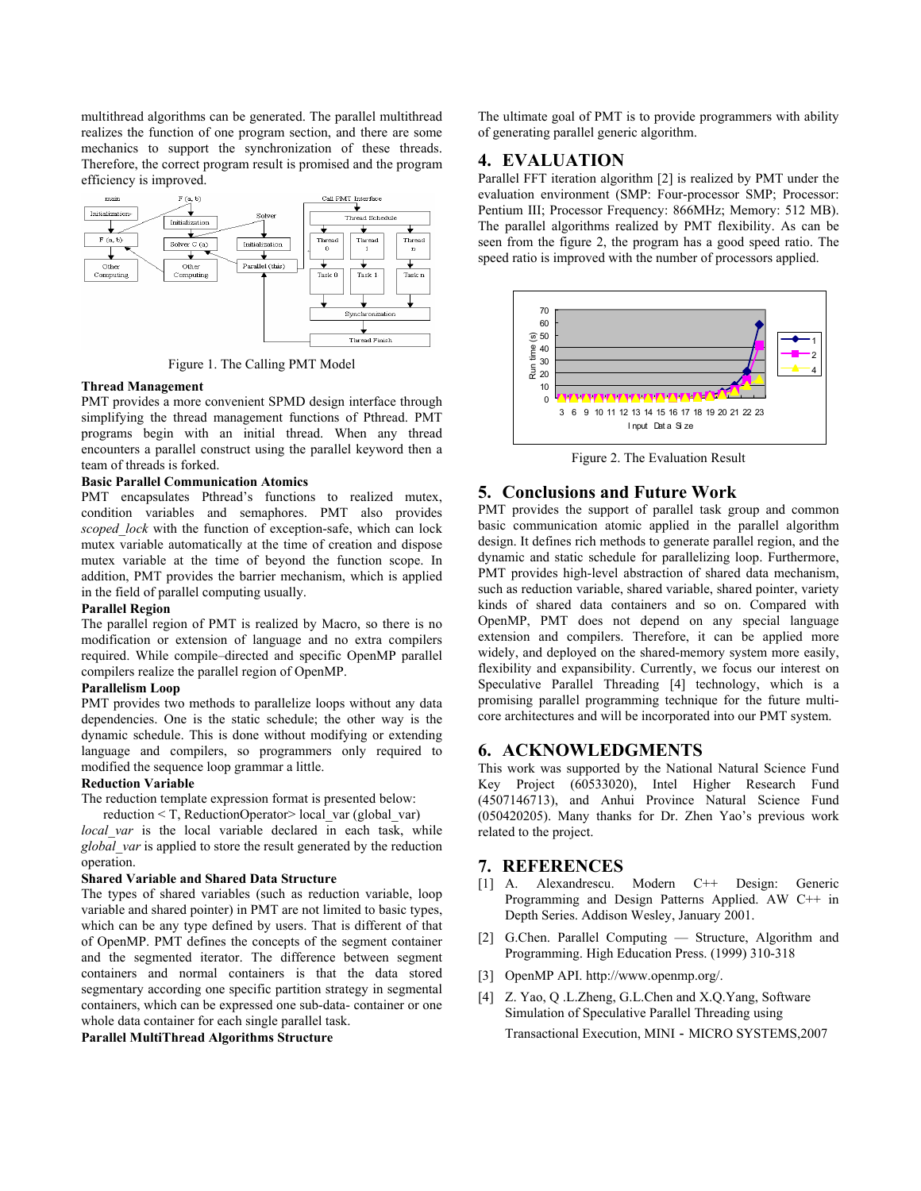multithread algorithms can be generated. The parallel multithread realizes the function of one program section, and there are some mechanics to support the synchronization of these threads. Therefore, the correct program result is promised and the program efficiency is improved.

main
F (a, b)
Call PMT Interface
Initialization
Initialization
Solver
Thread Schedule
F (a, b)
Solver C (a)
Initialization
Thread 0
Thread 1
Thread n
Other Computing
Other Computing
Parallel (this)
Task 0
Task 1
Task n
Synchronization
Thread Finish

Figure 1. The Calling PMT Model

**Thread Management**

PMT provides a more convenient SPMD design interface through simplifying the thread management functions of Pthread. PMT programs begin with an initial thread. When any thread encounters a parallel construct using the parallel keyword then a team of threads is forked.

**Basic Parallel Communication Atomics**

PMT encapsulates Pthread's functions to realized mutex, condition variables and semaphores. PMT also provides *scoped_lock* with the function of exception-safe, which can lock mutex variable automatically at the time of creation and dispose mutex variable at the time of beyond the function scope. In addition, PMT provides the barrier mechanism, which is applied in the field of parallel computing usually.

**Parallel Region**

The parallel region of PMT is realized by Macro, so there is no modification or extension of language and no extra compilers required. While compile–directed and specific OpenMP parallel compilers realize the parallel region of OpenMP.

**Parallelism Loop**

PMT provides two methods to parallelize loops without any data dependencies. One is the static schedule; the other way is the dynamic schedule. This is done without modifying or extending language and compilers, so programmers only required to modified the sequence loop grammar a little.

**Reduction Variable**

The reduction template expression format is presented below:

reduction < T, ReductionOperator> local_var (global_var)

*local_var* is the local variable declared in each task, while *global_var* is applied to store the result generated by the reduction operation.

**Shared Variable and Shared Data Structure**

The types of shared variables (such as reduction variable, loop variable and shared pointer) in PMT are not limited to basic types, which can be any type defined by users. That is different of that of OpenMP. PMT defines the concepts of the segment container and the segmented iterator. The difference between segment containers and normal containers is that the data stored segmentary according one specific partition strategy in segmental containers, which can be expressed one sub-data- container or one whole data container for each single parallel task.

**Parallel MultiThread Algorithms Structure**

The ultimate goal of PMT is to provide programmers with ability of generating parallel generic algorithm.

## 4. EVALUATION

Parallel FFT iteration algorithm [2] is realized by PMT under the evaluation environment (SMP: Four-processor SMP; Processor: Pentium III; Processor Frequency: 866MHz; Memory: 512 MB). The parallel algorithms realized by PMT flexibility. As can be seen from the figure 2, the program has a good speed ratio. The speed ratio is improved with the number of processors applied.

Run time (s)
70
60
50
40
30
20
10
0
3 6 9 10 11 12 13 14 15 16 17 18 19 20 21 22 23
Input Data Size
1
2
4

Figure 2. The Evaluation Result

## 5. Conclusions and Future Work

PMT provides the support of parallel task group and common basic communication atomic applied in the parallel algorithm design. It defines rich methods to generate parallel region, and the dynamic and static schedule for parallelizing loop. Furthermore, PMT provides high-level abstraction of shared data mechanism, such as reduction variable, shared variable, shared pointer, variety kinds of shared data containers and so on. Compared with OpenMP, PMT does not depend on any special language extension and compilers. Therefore, it can be applied more widely, and deployed on the shared-memory system more easily, flexibility and expansibility. Currently, we focus our interest on Speculative Parallel Threading [4] technology, which is a promising parallel programming technique for the future multi-core architectures and will be incorporated into our PMT system.

## 6. ACKNOWLEDGMENTS

This work was supported by the National Natural Science Fund Key Project (60533020), Intel Higher Research Fund (4507146713), and Anhui Province Natural Science Fund (050420205). Many thanks for Dr. Zhen Yao's previous work related to the project.

## 7. REFERENCES

[1] A. Alexandrescu. Modern C++ Design: Generic Programming and Design Patterns Applied. AW C++ in Depth Series. Addison Wesley, January 2001.

[2] G.Chen. Parallel Computing — Structure, Algorithm and Programming. High Education Press. (1999) 310-318

[3] OpenMP API. http://www.openmp.org/.

[4] Z. Yao, Q .L.Zheng, G.L.Chen and X.Q.Yang, Software Simulation of Speculative Parallel Threading using Transactional Execution, MINI - MICRO SYSTEMS,2007